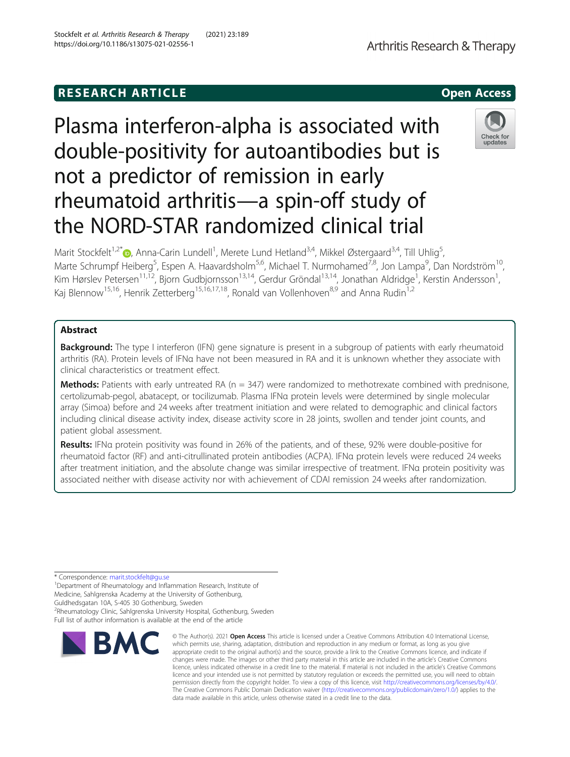RESEARCH ARTICLE

Open Access

# Plasma interferon-alpha is associated with double-positivity for autoantibodies but is not a predictor of remission in early rheumatoid arthritis—a spin-off study of the NORD-STAR randomized clinical trial

Marit Stockfelt[1,2*], Anna-Carin Lundell[1], Merete Lund Hetland[3,4], Mikkel Østergaard[3,4], Till Uhlig[5], Marte Schrumpf Heiberg[5], Espen A. Haavardsholm[5,6], Michael T. Nurmohamed[7,8], Jon Lampa[9], Dan Nordström[10], Kim Hørslev Petersen[11,12], Bjorn Gudbjornsson[13,14], Gerdur Gröndal[13,14], Jonathan Aldridge[1], Kerstin Andersson[1], Kaj Blennow[15,16], Henrik Zetterberg[15,16,17,18], Ronald van Vollenhoven[8,9] and Anna Rudin[1,2]

## Abstract

**Background:** The type I interferon (IFN) gene signature is present in a subgroup of patients with early rheumatoid arthritis (RA). Protein levels of IFNα have not been measured in RA and it is unknown whether they associate with clinical characteristics or treatment effect.

**Methods:** Patients with early untreated RA ($n = 347$) were randomized to methotrexate combined with prednisone, certolizumab-pegol, abatacept, or tocilizumab. Plasma IFNα protein levels were determined by single molecular array (Simoa) before and 24 weeks after treatment initiation and were related to demographic and clinical factors including clinical disease activity index, disease activity score in 28 joints, swollen and tender joint counts, and patient global assessment.

**Results:** IFNα protein positivity was found in 26% of the patients, and of these, 92% were double-positive for rheumatoid factor (RF) and anti-citrullinated protein antibodies (ACPA). IFNα protein levels were reduced 24 weeks after treatment initiation, and the absolute change was similar irrespective of treatment. IFNα protein positivity was associated neither with disease activity nor with achievement of CDAI remission 24 weeks after randomization.

\* Correspondence: marit.stockfelt@gu.se

[1]Department of Rheumatology and Inflammation Research, Institute of Medicine, Sahlgrenska Academy at the University of Gothenburg, Guldhedsgatan 10A, S-405 30 Gothenburg, Sweden

[2]Rheumatology Clinic, Sahlgrenska University Hospital, Gothenburg, Sweden

Full list of author information is available at the end of the article

© The Author(s). 2021 **Open Access** This article is licensed under a Creative Commons Attribution 4.0 International License, which permits use, sharing, adaptation, distribution and reproduction in any medium or format, as long as you give appropriate credit to the original author(s) and the source, provide a link to the Creative Commons licence, and indicate if changes were made. The images or other third party material in this article are included in the article's Creative Commons licence, unless indicated otherwise in a credit line to the material. If material is not included in the article's Creative Commons licence and your intended use is not permitted by statutory regulation or exceeds the permitted use, you will need to obtain permission directly from the copyright holder. To view a copy of this licence, visit http://creativecommons.org/licenses/by/4.0/. The Creative Commons Public Domain Dedication waiver (http://creativecommons.org/publicdomain/zero/1.0/) applies to the data made available in this article, unless otherwise stated in a credit line to the data.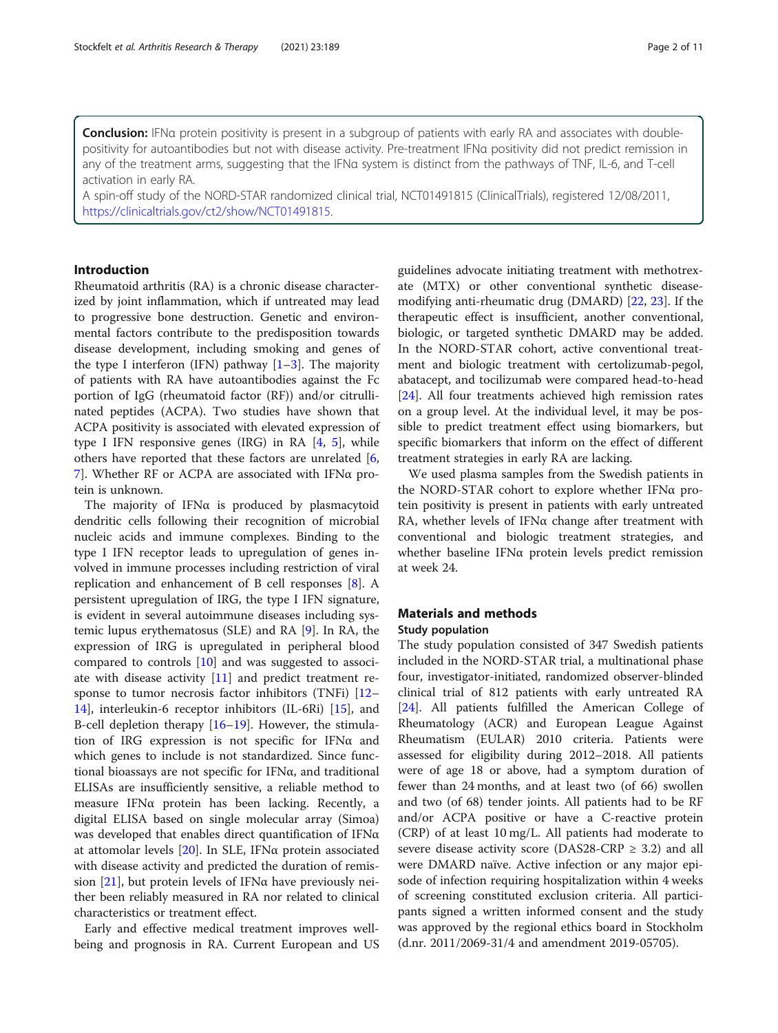**Conclusion:** IFNα protein positivity is present in a subgroup of patients with early RA and associates with double-positivity for autoantibodies but not with disease activity. Pre-treatment IFNα positivity did not predict remission in any of the treatment arms, suggesting that the IFNα system is distinct from the pathways of TNF, IL-6, and T-cell activation in early RA.

A spin-off study of the NORD-STAR randomized clinical trial, NCT01491815 (ClinicalTrials), registered 12/08/2011, https://clinicaltrials.gov/ct2/show/NCT01491815.

## Introduction

Rheumatoid arthritis (RA) is a chronic disease characterized by joint inflammation, which if untreated may lead to progressive bone destruction. Genetic and environmental factors contribute to the predisposition towards disease development, including smoking and genes of the type I interferon (IFN) pathway [1–3]. The majority of patients with RA have autoantibodies against the Fc portion of IgG (rheumatoid factor (RF)) and/or citrullinated peptides (ACPA). Two studies have shown that ACPA positivity is associated with elevated expression of type I IFN responsive genes (IRG) in RA [4, 5], while others have reported that these factors are unrelated [6, 7]. Whether RF or ACPA are associated with IFNα protein is unknown.

The majority of IFNα is produced by plasmacytoid dendritic cells following their recognition of microbial nucleic acids and immune complexes. Binding to the type I IFN receptor leads to upregulation of genes involved in immune processes including restriction of viral replication and enhancement of B cell responses [8]. A persistent upregulation of IRG, the type I IFN signature, is evident in several autoimmune diseases including systemic lupus erythematosus (SLE) and RA [9]. In RA, the expression of IRG is upregulated in peripheral blood compared to controls [10] and was suggested to associate with disease activity [11] and predict treatment response to tumor necrosis factor inhibitors (TNFi) [12–14], interleukin-6 receptor inhibitors (IL-6Ri) [15], and B-cell depletion therapy [16–19]. However, the stimulation of IRG expression is not specific for IFNα and which genes to include is not standardized. Since functional bioassays are not specific for IFNα, and traditional ELISAs are insufficiently sensitive, a reliable method to measure IFNα protein has been lacking. Recently, a digital ELISA based on single molecular array (Simoa) was developed that enables direct quantification of IFNα at attomolar levels [20]. In SLE, IFNα protein associated with disease activity and predicted the duration of remission [21], but protein levels of IFNα have previously neither been reliably measured in RA nor related to clinical characteristics or treatment effect.

Early and effective medical treatment improves wellbeing and prognosis in RA. Current European and US guidelines advocate initiating treatment with methotrexate (MTX) or other conventional synthetic disease-modifying anti-rheumatic drug (DMARD) [22, 23]. If the therapeutic effect is insufficient, another conventional, biologic, or targeted synthetic DMARD may be added. In the NORD-STAR cohort, active conventional treatment and biologic treatment with certolizumab-pegol, abatacept, and tocilizumab were compared head-to-head [24]. All four treatments achieved high remission rates on a group level. At the individual level, it may be possible to predict treatment effect using biomarkers, but specific biomarkers that inform on the effect of different treatment strategies in early RA are lacking.

We used plasma samples from the Swedish patients in the NORD-STAR cohort to explore whether IFNα protein positivity is present in patients with early untreated RA, whether levels of IFNα change after treatment with conventional and biologic treatment strategies, and whether baseline IFNα protein levels predict remission at week 24.

## Materials and methods

### Study population

The study population consisted of 347 Swedish patients included in the NORD-STAR trial, a multinational phase four, investigator-initiated, randomized observer-blinded clinical trial of 812 patients with early untreated RA [24]. All patients fulfilled the American College of Rheumatology (ACR) and European League Against Rheumatism (EULAR) 2010 criteria. Patients were assessed for eligibility during 2012–2018. All patients were of age 18 or above, had a symptom duration of fewer than 24 months, and at least two (of 66) swollen and two (of 68) tender joints. All patients had to be RF and/or ACPA positive or have a C-reactive protein (CRP) of at least 10 mg/L. All patients had moderate to severe disease activity score (DAS28-CRP ≥ 3.2) and all were DMARD naïve. Active infection or any major episode of infection requiring hospitalization within 4 weeks of screening constituted exclusion criteria. All participants signed a written informed consent and the study was approved by the regional ethics board in Stockholm (d.nr. 2011/2069-31/4 and amendment 2019-05705).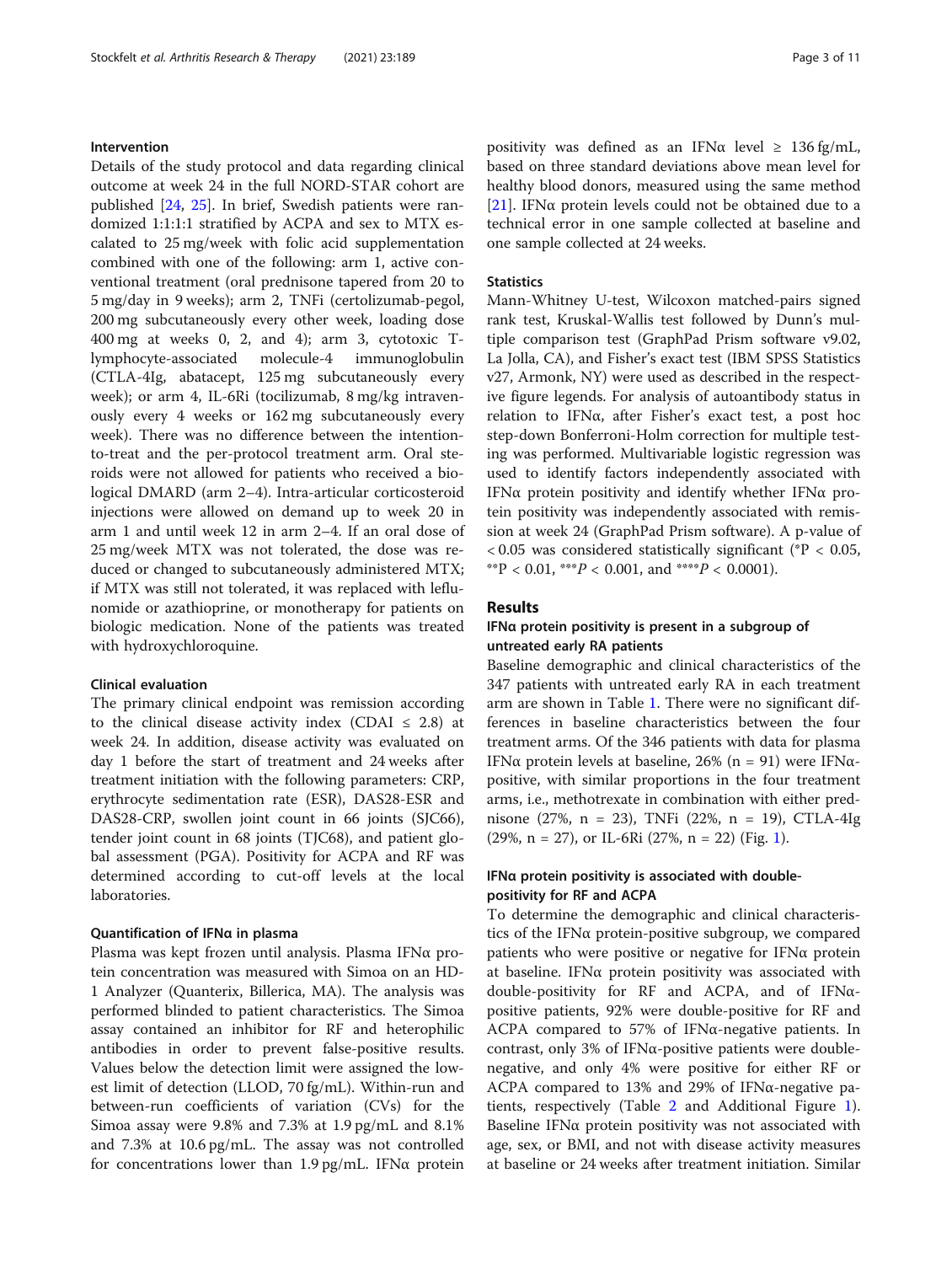### Intervention

Details of the study protocol and data regarding clinical outcome at week 24 in the full NORD-STAR cohort are published [24, 25]. In brief, Swedish patients were randomized 1:1:1:1 stratified by ACPA and sex to MTX escalated to 25 mg/week with folic acid supplementation combined with one of the following: arm 1, active conventional treatment (oral prednisone tapered from 20 to 5 mg/day in 9 weeks); arm 2, TNFi (certolizumab-pegol, 200 mg subcutaneously every other week, loading dose 400 mg at weeks 0, 2, and 4); arm 3, cytotoxic T-lymphocyte-associated molecule-4 immunoglobulin (CTLA-4Ig, abatacept, 125 mg subcutaneously every week); or arm 4, IL-6Ri (tocilizumab, 8 mg/kg intravenously every 4 weeks or 162 mg subcutaneously every week). There was no difference between the intention-to-treat and the per-protocol treatment arm. Oral steroids were not allowed for patients who received a biological DMARD (arm 2–4). Intra-articular corticosteroid injections were allowed on demand up to week 20 in arm 1 and until week 12 in arm 2–4. If an oral dose of 25 mg/week MTX was not tolerated, the dose was reduced or changed to subcutaneously administered MTX; if MTX was still not tolerated, it was replaced with leflunomide or azathioprine, or monotherapy for patients on biologic medication. None of the patients was treated with hydroxychloroquine.

### Clinical evaluation

The primary clinical endpoint was remission according to the clinical disease activity index (CDAI ≤ 2.8) at week 24. In addition, disease activity was evaluated on day 1 before the start of treatment and 24 weeks after treatment initiation with the following parameters: CRP, erythrocyte sedimentation rate (ESR), DAS28-ESR and DAS28-CRP, swollen joint count in 66 joints (SJC66), tender joint count in 68 joints (TJC68), and patient global assessment (PGA). Positivity for ACPA and RF was determined according to cut-off levels at the local laboratories.

### Quantification of IFNα in plasma

Plasma was kept frozen until analysis. Plasma IFNα protein concentration was measured with Simoa on an HD-1 Analyzer (Quanterix, Billerica, MA). The analysis was performed blinded to patient characteristics. The Simoa assay contained an inhibitor for RF and heterophilic antibodies in order to prevent false-positive results. Values below the detection limit were assigned the lowest limit of detection (LLOD, 70 fg/mL). Within-run and between-run coefficients of variation (CVs) for the Simoa assay were 9.8% and 7.3% at 1.9 pg/mL and 8.1% and 7.3% at 10.6 pg/mL. The assay was not controlled for concentrations lower than 1.9 pg/mL. IFNα protein positivity was defined as an IFNα level ≥ 136 fg/mL, based on three standard deviations above mean level for healthy blood donors, measured using the same method [21]. IFNα protein levels could not be obtained due to a technical error in one sample collected at baseline and one sample collected at 24 weeks.

### Statistics

Mann-Whitney U-test, Wilcoxon matched-pairs signed rank test, Kruskal-Wallis test followed by Dunn's multiple comparison test (GraphPad Prism software v9.02, La Jolla, CA), and Fisher's exact test (IBM SPSS Statistics v27, Armonk, NY) were used as described in the respective figure legends. For analysis of autoantibody status in relation to IFNα, after Fisher's exact test, a post hoc step-down Bonferroni-Holm correction for multiple testing was performed. Multivariable logistic regression was used to identify factors independently associated with IFNα protein positivity and identify whether IFNα protein positivity was independently associated with remission at week 24 (GraphPad Prism software). A p-value of < 0.05 was considered statistically significant (*$P < 0.05$, **$P < 0.01$, ***$P < 0.001$, and ****$P < 0.0001$).

## Results

### IFNα protein positivity is present in a subgroup of untreated early RA patients

Baseline demographic and clinical characteristics of the 347 patients with untreated early RA in each treatment arm are shown in Table 1. There were no significant differences in baseline characteristics between the four treatment arms. Of the 346 patients with data for plasma IFNα protein levels at baseline, 26% (n = 91) were IFNα-positive, with similar proportions in the four treatment arms, i.e., methotrexate in combination with either prednisone (27%, n = 23), TNFi (22%, n = 19), CTLA-4Ig (29%, n = 27), or IL-6Ri (27%, n = 22) (Fig. 1).

### IFNα protein positivity is associated with double-positivity for RF and ACPA

To determine the demographic and clinical characteristics of the IFNα protein-positive subgroup, we compared patients who were positive or negative for IFNα protein at baseline. IFNα protein positivity was associated with double-positivity for RF and ACPA, and of IFNα-positive patients, 92% were double-positive for RF and ACPA compared to 57% of IFNα-negative patients. In contrast, only 3% of IFNα-positive patients were double-negative, and only 4% were positive for either RF or ACPA compared to 13% and 29% of IFNα-negative patients, respectively (Table 2 and Additional Figure 1). Baseline IFNα protein positivity was not associated with age, sex, or BMI, and not with disease activity measures at baseline or 24 weeks after treatment initiation. Similar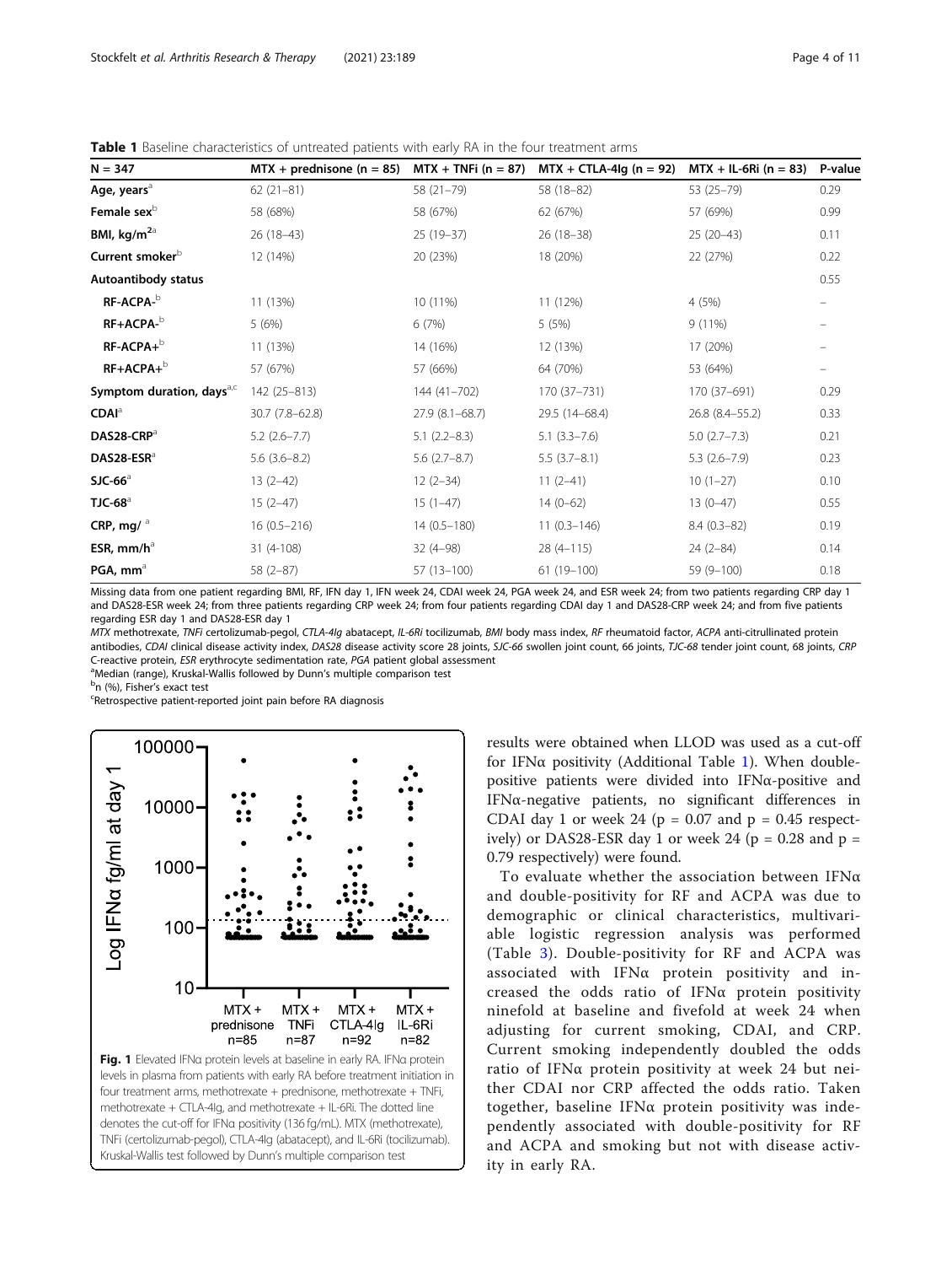**Table 1** Baseline characteristics of untreated patients with early RA in the four treatment arms

| N = 347 | MTX + prednisone (n = 85) | MTX + TNFi (n = 87) | MTX + CTLA-4Ig (n = 92) | MTX + IL-6Ri (n = 83) | P-value |
|---|---|---|---|---|---|
| **Age, years**[a] | 62 (21–81) | 58 (21–79) | 58 (18–82) | 53 (25–79) | 0.29 |
| **Female sex**[b] | 58 (68%) | 58 (67%) | 62 (67%) | 57 (69%) | 0.99 |
| **BMI, kg/m$^2$**[a] | 26 (18–43) | 25 (19–37) | 26 (18–38) | 25 (20–43) | 0.11 |
| **Current smoker**[b] | 12 (14%) | 20 (23%) | 18 (20%) | 22 (27%) | 0.22 |
| **Autoantibody status** | | | | | 0.55 |
| **RF-ACPA-**[b] | 11 (13%) | 10 (11%) | 11 (12%) | 4 (5%) | – |
| **RF+ACPA-**[b] | 5 (6%) | 6 (7%) | 5 (5%) | 9 (11%) | – |
| **RF-ACPA+**[b] | 11 (13%) | 14 (16%) | 12 (13%) | 17 (20%) | – |
| **RF+ACPA+**[b] | 57 (67%) | 57 (66%) | 64 (70%) | 53 (64%) | – |
| **Symptom duration, days**[a,c] | 142 (25–813) | 144 (41–702) | 170 (37–731) | 170 (37–691) | 0.29 |
| **CDAI**[a] | 30.7 (7.8–62.8) | 27.9 (8.1–68.7) | 29.5 (14–68.4) | 26.8 (8.4–55.2) | 0.33 |
| **DAS28-CRP**[a] | 5.2 (2.6–7.7) | 5.1 (2.2–8.3) | 5.1 (3.3–7.6) | 5.0 (2.7–7.3) | 0.21 |
| **DAS28-ESR**[a] | 5.6 (3.6–8.2) | 5.6 (2.7–8.7) | 5.5 (3.7–8.1) | 5.3 (2.6–7.9) | 0.23 |
| **SJC-66**[a] | 13 (2–42) | 12 (2–34) | 11 (2–41) | 10 (1–27) | 0.10 |
| **TJC-68**[a] | 15 (2–47) | 15 (1–47) | 14 (0–62) | 13 (0–47) | 0.55 |
| **CRP, mg/**[a] | 16 (0.5–216) | 14 (0.5–180) | 11 (0.3–146) | 8.4 (0.3–82) | 0.19 |
| **ESR, mm/h**[a] | 31 (4-108) | 32 (4–98) | 28 (4–115) | 24 (2–84) | 0.14 |
| **PGA, mm**[a] | 58 (2–87) | 57 (13–100) | 61 (19–100) | 59 (9–100) | 0.18 |

Missing data from one patient regarding BMI, RF, IFN day 1, IFN week 24, CDAI week 24, PGA week 24, and ESR week 24; from two patients regarding CRP day 1 and DAS28-ESR week 24; from three patients regarding CRP week 24; from four patients regarding CDAI day 1 and DAS28-CRP week 24; and from five patients regarding ESR day 1 and DAS28-ESR day 1

*MTX* methotrexate, *TNFi* certolizumab-pegol, *CTLA-4Ig* abatacept, *IL-6Ri* tocilizumab, *BMI* body mass index, *RF* rheumatoid factor, *ACPA* anti-citrullinated protein antibodies, *CDAI* clinical disease activity index, *DAS28* disease activity score 28 joints, *SJC-66* swollen joint count, 66 joints, *TJC-68* tender joint count, 68 joints, *CRP* C-reactive protein, *ESR* erythrocyte sedimentation rate, *PGA* patient global assessment

[a]Median (range), Kruskal-Wallis followed by Dunn's multiple comparison test

[b]n (%), Fisher's exact test

[c]Retrospective patient-reported joint pain before RA diagnosis

**Fig. 1** Elevated IFNα protein levels at baseline in early RA. IFNα protein levels in plasma from patients with early RA before treatment initiation in four treatment arms, methotrexate + prednisone, methotrexate + TNFi, methotrexate + CTLA-4Ig, and methotrexate + IL-6Ri. The dotted line denotes the cut-off for IFNα positivity (136 fg/mL). MTX (methotrexate), TNFi (certolizumab-pegol), CTLA-4Ig (abatacept), and IL-6Ri (tocilizumab). Kruskal-Wallis test followed by Dunn's multiple comparison test

results were obtained when LLOD was used as a cut-off for IFNα positivity (Additional Table 1). When double-positive patients were divided into IFNα-positive and IFNα-negative patients, no significant differences in CDAI day 1 or week 24 ($p = 0.07$ and $p = 0.45$ respectively) or DAS28-ESR day 1 or week 24 ($p = 0.28$ and $p = 0.79$ respectively) were found.

To evaluate whether the association between IFNα and double-positivity for RF and ACPA was due to demographic or clinical characteristics, multivariable logistic regression analysis was performed (Table 3). Double-positivity for RF and ACPA was associated with IFNα protein positivity and increased the odds ratio of IFNα protein positivity ninefold at baseline and fivefold at week 24 when adjusting for current smoking, CDAI, and CRP. Current smoking independently doubled the odds ratio of IFNα protein positivity at week 24 but neither CDAI nor CRP affected the odds ratio. Taken together, baseline IFNα protein positivity was independently associated with double-positivity for RF and ACPA and smoking but not with disease activity in early RA.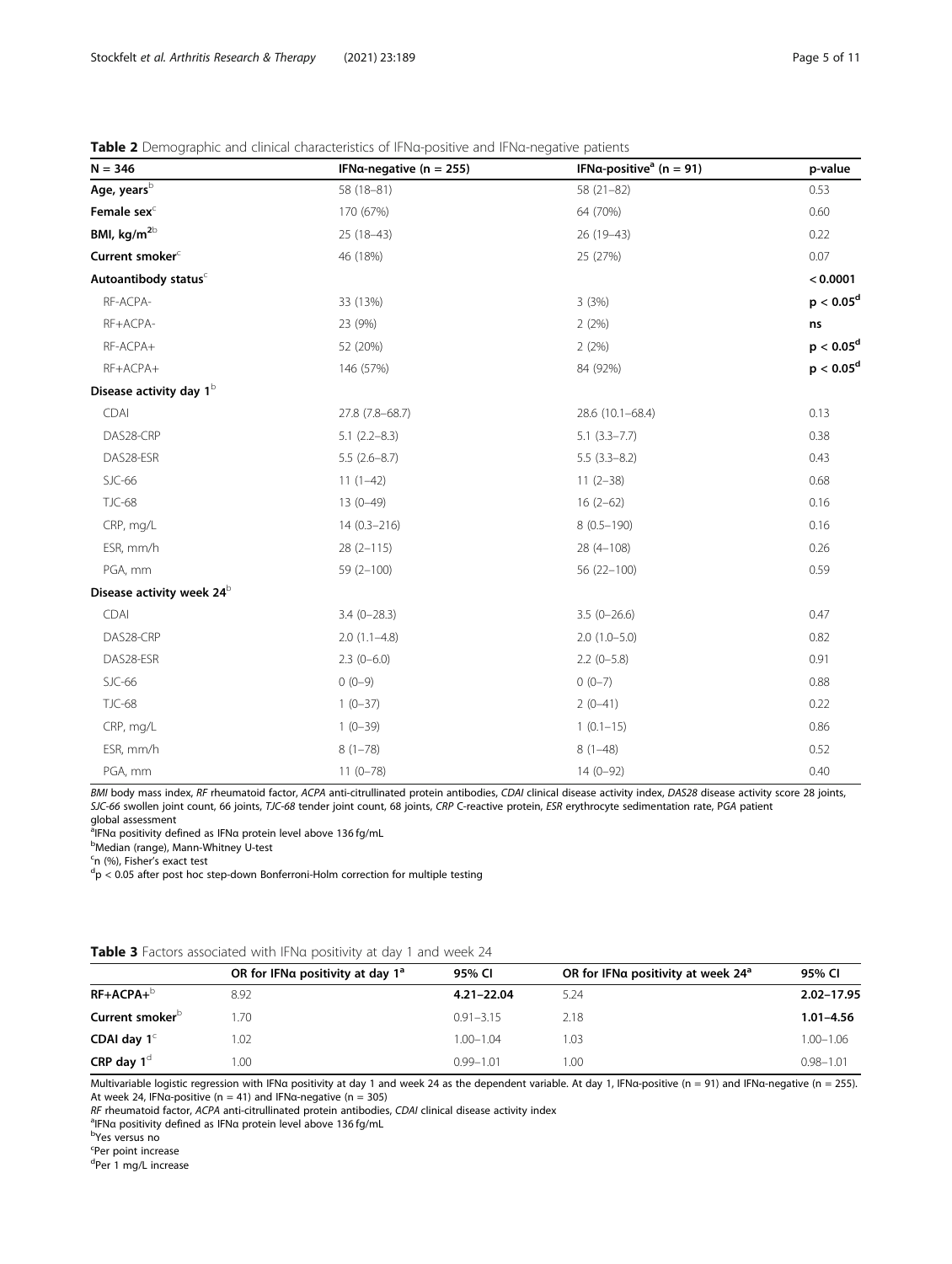**Table 2** Demographic and clinical characteristics of IFNα-positive and IFNα-negative patients

| N = 346 | IFNα-negative (n = 255) | IFNα-positive[a] (n = 91) | p-value |
|---|---|---|---|
| **Age, years**[b] | 58 (18–81) | 58 (21–82) | 0.53 |
| **Female sex**[c] | 170 (67%) | 64 (70%) | 0.60 |
| **BMI, kg/m²**[b] | 25 (18–43) | 26 (19–43) | 0.22 |
| **Current smoker**[c] | 46 (18%) | 25 (27%) | 0.07 |
| **Autoantibody status**[c] | | | **< 0.0001** |
| RF-ACPA- | 33 (13%) | 3 (3%) | **$p < 0.05$[d]** |
| RF+ACPA- | 23 (9%) | 2 (2%) | **ns** |
| RF-ACPA+ | 52 (20%) | 2 (2%) | **$p < 0.05$[d]** |
| RF+ACPA+ | 146 (57%) | 84 (92%) | **$p < 0.05$[d]** |
| **Disease activity day 1**[b] | | | |
| CDAI | 27.8 (7.8–68.7) | 28.6 (10.1–68.4) | 0.13 |
| DAS28-CRP | 5.1 (2.2–8.3) | 5.1 (3.3–7.7) | 0.38 |
| DAS28-ESR | 5.5 (2.6–8.7) | 5.5 (3.3–8.2) | 0.43 |
| SJC-66 | 11 (1–42) | 11 (2–38) | 0.68 |
| TJC-68 | 13 (0–49) | 16 (2–62) | 0.16 |
| CRP, mg/L | 14 (0.3–216) | 8 (0.5–190) | 0.16 |
| ESR, mm/h | 28 (2–115) | 28 (4–108) | 0.26 |
| PGA, mm | 59 (2–100) | 56 (22–100) | 0.59 |
| **Disease activity week 24**[b] | | | |
| CDAI | 3.4 (0–28.3) | 3.5 (0–26.6) | 0.47 |
| DAS28-CRP | 2.0 (1.1–4.8) | 2.0 (1.0–5.0) | 0.82 |
| DAS28-ESR | 2.3 (0–6.0) | 2.2 (0–5.8) | 0.91 |
| SJC-66 | 0 (0–9) | 0 (0–7) | 0.88 |
| TJC-68 | 1 (0–37) | 2 (0–41) | 0.22 |
| CRP, mg/L | 1 (0–39) | 1 (0.1–15) | 0.86 |
| ESR, mm/h | 8 (1–78) | 8 (1–48) | 0.52 |
| PGA, mm | 11 (0–78) | 14 (0–92) | 0.40 |

*BMI* body mass index, *RF* rheumatoid factor, *ACPA* anti-citrullinated protein antibodies, *CDAI* clinical disease activity index, *DAS28* disease activity score 28 joints, *SJC-66* swollen joint count, 66 joints, *TJC-68* tender joint count, 68 joints, *CRP* C-reactive protein, *ESR* erythrocyte sedimentation rate, PGA patient global assessment

[a]IFNα positivity defined as IFNα protein level above 136 fg/mL

[b]Median (range), Mann-Whitney U-test

[c]n (%), Fisher's exact test

[d]$p < 0.05$ after post hoc step-down Bonferroni-Holm correction for multiple testing

**Table 3** Factors associated with IFNα positivity at day 1 and week 24

| | OR for IFNα positivity at day 1[a] | 95% CI | OR for IFNα positivity at week 24[a] | 95% CI |
|---|---|---|---|---|
| **RF+ACPA+**[b] | 8.92 | **4.21–22.04** | 5.24 | **2.02–17.95** |
| **Current smoker**[b] | 1.70 | 0.91–3.15 | 2.18 | **1.01–4.56** |
| **CDAI day 1**[c] | 1.02 | 1.00–1.04 | 1.03 | 1.00–1.06 |
| **CRP day 1**[d] | 1.00 | 0.99–1.01 | 1.00 | 0.98–1.01 |

Multivariable logistic regression with IFNα positivity at day 1 and week 24 as the dependent variable. At day 1, IFNα-positive (n = 91) and IFNα-negative (n = 255). At week 24, IFNα-positive (n = 41) and IFNα-negative (n = 305)

*RF* rheumatoid factor, *ACPA* anti-citrullinated protein antibodies, *CDAI* clinical disease activity index

[a]IFNα positivity defined as IFNα protein level above 136 fg/mL

[b]Yes versus no

[c]Per point increase

[d]Per 1 mg/L increase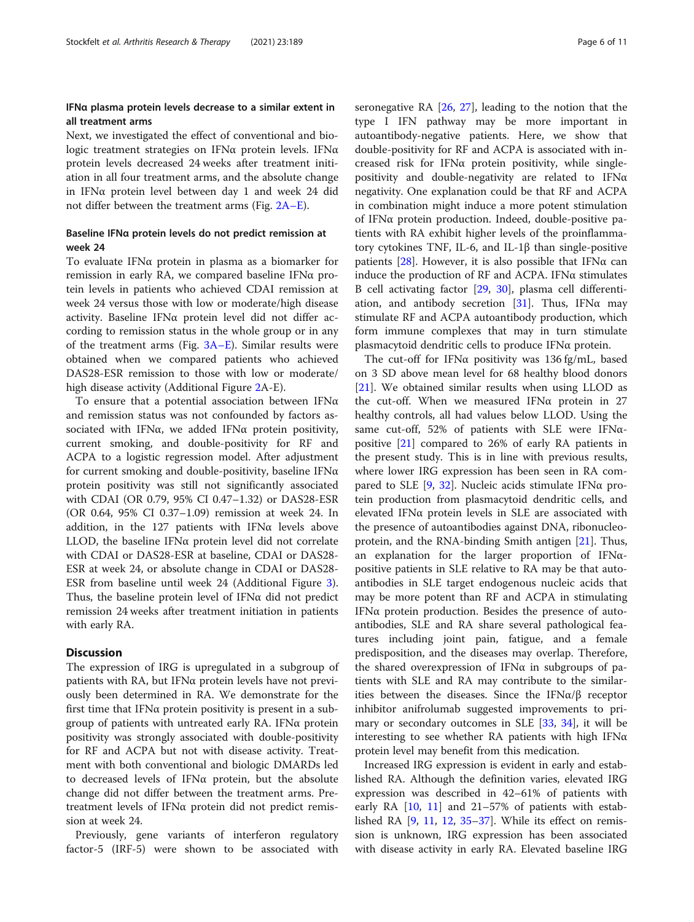### IFNα plasma protein levels decrease to a similar extent in all treatment arms

Next, we investigated the effect of conventional and biologic treatment strategies on IFNα protein levels. IFNα protein levels decreased 24 weeks after treatment initiation in all four treatment arms, and the absolute change in IFNα protein level between day 1 and week 24 did not differ between the treatment arms (Fig. 2A–E).

### Baseline IFNα protein levels do not predict remission at week 24

To evaluate IFNα protein in plasma as a biomarker for remission in early RA, we compared baseline IFNα protein levels in patients who achieved CDAI remission at week 24 versus those with low or moderate/high disease activity. Baseline IFNα protein level did not differ according to remission status in the whole group or in any of the treatment arms (Fig. 3A–E). Similar results were obtained when we compared patients who achieved DAS28-ESR remission to those with low or moderate/high disease activity (Additional Figure 2A-E).

To ensure that a potential association between IFNα and remission status was not confounded by factors associated with IFNα, we added IFNα protein positivity, current smoking, and double-positivity for RF and ACPA to a logistic regression model. After adjustment for current smoking and double-positivity, baseline IFNα protein positivity was still not significantly associated with CDAI (OR 0.79, 95% CI 0.47–1.32) or DAS28-ESR (OR 0.64, 95% CI 0.37–1.09) remission at week 24. In addition, in the 127 patients with IFNα levels above LLOD, the baseline IFNα protein level did not correlate with CDAI or DAS28-ESR at baseline, CDAI or DAS28-ESR at week 24, or absolute change in CDAI or DAS28-ESR from baseline until week 24 (Additional Figure 3). Thus, the baseline protein level of IFNα did not predict remission 24 weeks after treatment initiation in patients with early RA.

## Discussion

The expression of IRG is upregulated in a subgroup of patients with RA, but IFNα protein levels have not previously been determined in RA. We demonstrate for the first time that IFNα protein positivity is present in a subgroup of patients with untreated early RA. IFNα protein positivity was strongly associated with double-positivity for RF and ACPA but not with disease activity. Treatment with both conventional and biologic DMARDs led to decreased levels of IFNα protein, but the absolute change did not differ between the treatment arms. Pretreatment levels of IFNα protein did not predict remission at week 24.

Previously, gene variants of interferon regulatory factor-5 (IRF-5) were shown to be associated with seronegative RA [26, 27], leading to the notion that the type I IFN pathway may be more important in autoantibody-negative patients. Here, we show that double-positivity for RF and ACPA is associated with increased risk for IFNα protein positivity, while single-positivity and double-negativity are related to IFNα negativity. One explanation could be that RF and ACPA in combination might induce a more potent stimulation of IFNα protein production. Indeed, double-positive patients with RA exhibit higher levels of the proinflammatory cytokines TNF, IL-6, and IL-1β than single-positive patients [28]. However, it is also possible that IFNα can induce the production of RF and ACPA. IFNα stimulates B cell activating factor [29, 30], plasma cell differentiation, and antibody secretion [31]. Thus, IFNα may stimulate RF and ACPA autoantibody production, which form immune complexes that may in turn stimulate plasmacytoid dendritic cells to produce IFNα protein.

The cut-off for IFNα positivity was 136 fg/mL, based on 3 SD above mean level for 68 healthy blood donors [21]. We obtained similar results when using LLOD as the cut-off. When we measured IFNα protein in 27 healthy controls, all had values below LLOD. Using the same cut-off, 52% of patients with SLE were IFNα-positive [21] compared to 26% of early RA patients in the present study. This is in line with previous results, where lower IRG expression has been seen in RA compared to SLE [9, 32]. Nucleic acids stimulate IFNα protein production from plasmacytoid dendritic cells, and elevated IFNα protein levels in SLE are associated with the presence of autoantibodies against DNA, ribonucleoprotein, and the RNA-binding Smith antigen [21]. Thus, an explanation for the larger proportion of IFNα-positive patients in SLE relative to RA may be that autoantibodies in SLE target endogenous nucleic acids that may be more potent than RF and ACPA in stimulating IFNα protein production. Besides the presence of autoantibodies, SLE and RA share several pathological features including joint pain, fatigue, and a female predisposition, and the diseases may overlap. Therefore, the shared overexpression of IFNα in subgroups of patients with SLE and RA may contribute to the similarities between the diseases. Since the IFNα/β receptor inhibitor anifrolumab suggested improvements to primary or secondary outcomes in SLE [33, 34], it will be interesting to see whether RA patients with high IFNα protein level may benefit from this medication.

Increased IRG expression is evident in early and established RA. Although the definition varies, elevated IRG expression was described in 42–61% of patients with early RA [10, 11] and 21–57% of patients with established RA [9, 11, 12, 35–37]. While its effect on remission is unknown, IRG expression has been associated with disease activity in early RA. Elevated baseline IRG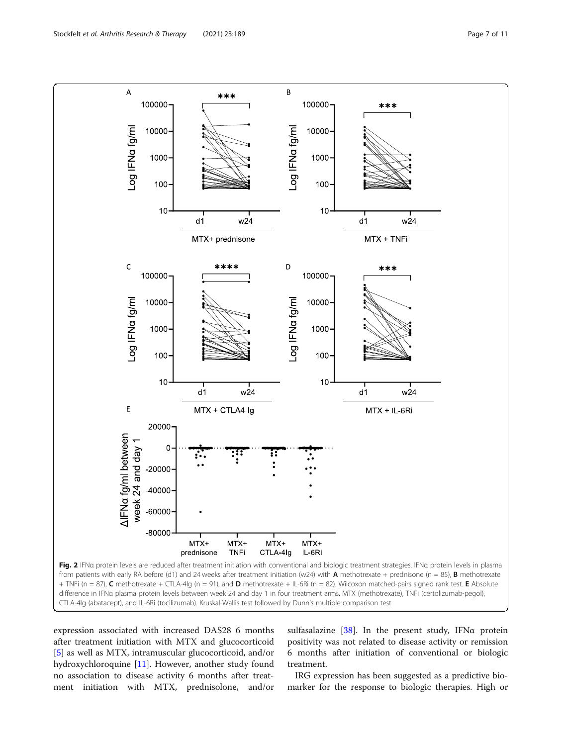**Fig. 2** IFNα protein levels are reduced after treatment initiation with conventional and biologic treatment strategies. IFNα protein levels in plasma from patients with early RA before (d1) and 24 weeks after treatment initiation (w24) with **A** methotrexate + prednisone (n = 85), **B** methotrexate + TNFi (n = 87), **C** methotrexate + CTLA-4Ig (n = 91), and **D** methotrexate + IL-6Ri (n = 82). Wilcoxon matched-pairs signed rank test. **E** Absolute difference in IFNα plasma protein levels between week 24 and day 1 in four treatment arms. MTX (methotrexate), TNFi (certolizumab-pegol), CTLA-4Ig (abatacept), and IL-6Ri (tocilizumab). Kruskal-Wallis test followed by Dunn's multiple comparison test

expression associated with increased DAS28 6 months after treatment initiation with MTX and glucocorticoid [5] as well as MTX, intramuscular glucocorticoid, and/or hydroxychloroquine [11]. However, another study found no association to disease activity 6 months after treatment initiation with MTX, prednisolone, and/or sulfasalazine [38]. In the present study, IFNα protein positivity was not related to disease activity or remission 6 months after initiation of conventional or biologic treatment.

IRG expression has been suggested as a predictive biomarker for the response to biologic therapies. High or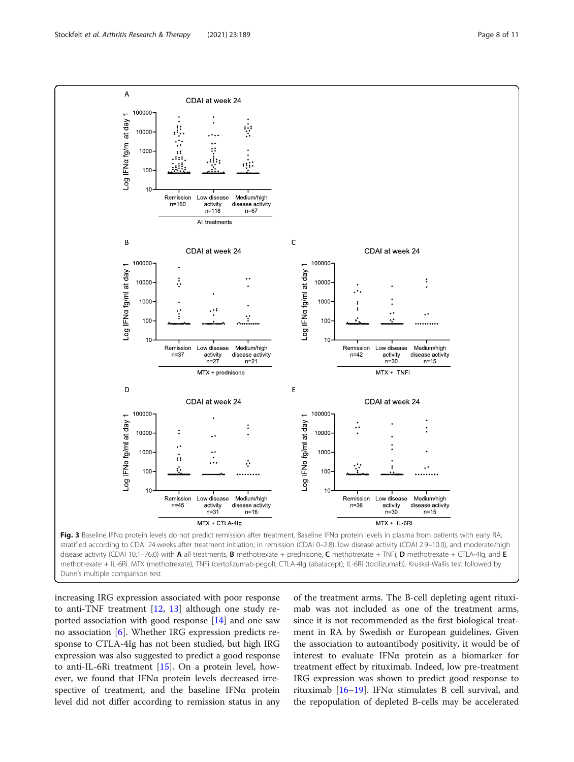**Fig. 3** Baseline IFNα protein levels do not predict remission after treatment. Baseline IFNα protein levels in plasma from patients with early RA, stratified according to CDAI 24 weeks after treatment initiation; in remission (CDAI 0–2.8), low disease activity (CDAI 2.9–10.0), and moderate/high disease activity (CDAI 10.1–76.0) with **A** all treatments, **B** methotrexate + prednisone, **C** methotrexate + TNFi, **D** methotrexate + CTLA-4Ig, and **E** methotrexate + IL-6Ri. MTX (methotrexate), TNFi (certolizumab-pegol), CTLA-4Ig (abatacept), IL-6Ri (tocilizumab). Kruskal-Wallis test followed by Dunn's multiple comparison test

increasing IRG expression associated with poor response to anti-TNF treatment [12, 13] although one study reported association with good response [14] and one saw no association [6]. Whether IRG expression predicts response to CTLA-4Ig has not been studied, but high IRG expression was also suggested to predict a good response to anti-IL-6Ri treatment [15]. On a protein level, however, we found that IFNα protein levels decreased irrespective of treatment, and the baseline IFNα protein level did not differ according to remission status in any of the treatment arms. The B-cell depleting agent rituximab was not included as one of the treatment arms, since it is not recommended as the first biological treatment in RA by Swedish or European guidelines. Given the association to autoantibody positivity, it would be of interest to evaluate IFNα protein as a biomarker for treatment effect by rituximab. Indeed, low pre-treatment IRG expression was shown to predict good response to rituximab [16–19]. IFNα stimulates B cell survival, and the repopulation of depleted B-cells may be accelerated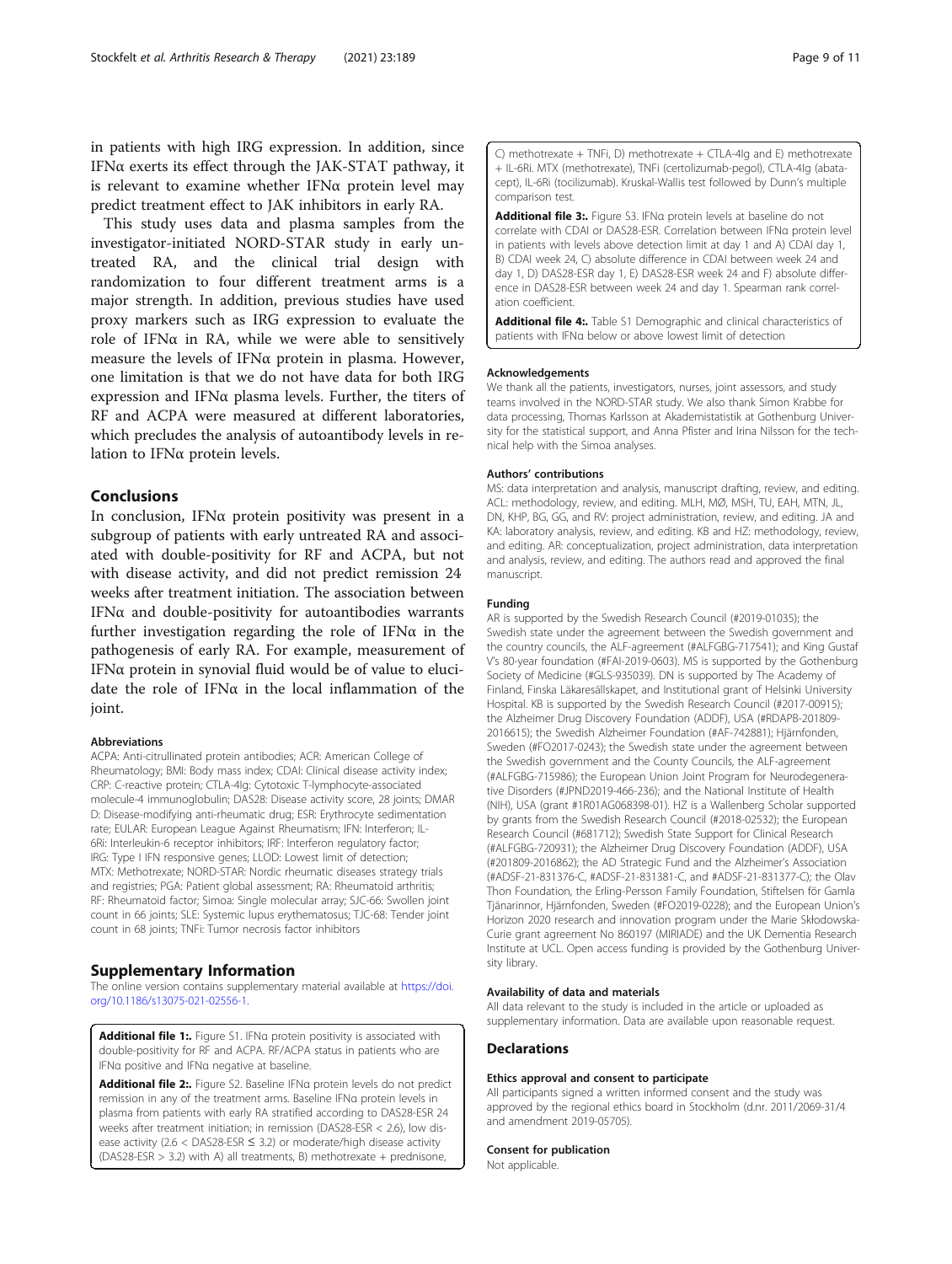in patients with high IRG expression. In addition, since IFNα exerts its effect through the JAK-STAT pathway, it is relevant to examine whether IFNα protein level may predict treatment effect to JAK inhibitors in early RA.

This study uses data and plasma samples from the investigator-initiated NORD-STAR study in early untreated RA, and the clinical trial design with randomization to four different treatment arms is a major strength. In addition, previous studies have used proxy markers such as IRG expression to evaluate the role of IFNα in RA, while we were able to sensitively measure the levels of IFNα protein in plasma. However, one limitation is that we do not have data for both IRG expression and IFNα plasma levels. Further, the titers of RF and ACPA were measured at different laboratories, which precludes the analysis of autoantibody levels in relation to IFNα protein levels.

## Conclusions

In conclusion, IFNα protein positivity was present in a subgroup of patients with early untreated RA and associated with double-positivity for RF and ACPA, but not with disease activity, and did not predict remission 24 weeks after treatment initiation. The association between IFNα and double-positivity for autoantibodies warrants further investigation regarding the role of IFNα in the pathogenesis of early RA. For example, measurement of IFNα protein in synovial fluid would be of value to elucidate the role of IFNα in the local inflammation of the joint.

#### Abbreviations

ACPA: Anti-citrullinated protein antibodies; ACR: American College of Rheumatology; BMI: Body mass index; CDAI: Clinical disease activity index; CRP: C-reactive protein; CTLA-4Ig: Cytotoxic T-lymphocyte-associated molecule-4 immunoglobulin; DAS28: Disease activity score, 28 joints; DMARD: Disease-modifying anti-rheumatic drug; ESR: Erythrocyte sedimentation rate; EULAR: European League Against Rheumatism; IFN: Interferon; IL-6Ri: Interleukin-6 receptor inhibitors; IRF: Interferon regulatory factor; IRG: Type I IFN responsive genes; LLOD: Lowest limit of detection; MTX: Methotrexate; NORD-STAR: Nordic rheumatic diseases strategy trials and registries; PGA: Patient global assessment; RA: Rheumatoid arthritis; RF: Rheumatoid factor; Simoa: Single molecular array; SJC-66: Swollen joint count in 66 joints; SLE: Systemic lupus erythematosus; TJC-68: Tender joint count in 68 joints; TNFi: Tumor necrosis factor inhibitors

## Supplementary Information

The online version contains supplementary material available at https://doi.org/10.1186/s13075-021-02556-1.

**Additional file 1:.** Figure S1. IFNα protein positivity is associated with double-positivity for RF and ACPA. RF/ACPA status in patients who are IFNα positive and IFNα negative at baseline.

**Additional file 2:.** Figure S2. Baseline IFNα protein levels do not predict remission in any of the treatment arms. Baseline IFNα protein levels in plasma from patients with early RA stratified according to DAS28-ESR 24 weeks after treatment initiation; in remission (DAS28-ESR < 2.6), low disease activity (2.6 < DAS28-ESR ≤ 3.2) or moderate/high disease activity (DAS28-ESR > 3.2) with A) all treatments, B) methotrexate + prednisone, C) methotrexate + TNFi, D) methotrexate + CTLA-4Ig and E) methotrexate + IL-6Ri. MTX (methotrexate), TNFi (certolizumab-pegol), CTLA-4Ig (abatacept), IL-6Ri (tocilizumab). Kruskal-Wallis test followed by Dunn's multiple comparison test.

**Additional file 3:.** Figure S3. IFNα protein levels at baseline do not correlate with CDAI or DAS28-ESR. Correlation between IFNα protein level in patients with levels above detection limit at day 1 and A) CDAI day 1, B) CDAI week 24, C) absolute difference in CDAI between week 24 and day 1, D) DAS28-ESR day 1, E) DAS28-ESR week 24 and F) absolute difference in DAS28-ESR between week 24 and day 1. Spearman rank correlation coefficient.

**Additional file 4:.** Table S1 Demographic and clinical characteristics of patients with IFNα below or above lowest limit of detection

#### Acknowledgements

We thank all the patients, investigators, nurses, joint assessors, and study teams involved in the NORD-STAR study. We also thank Simon Krabbe for data processing, Thomas Karlsson at Akademistatistik at Gothenburg University for the statistical support, and Anna Pfister and Irina Nilsson for the technical help with the Simoa analyses.

#### Authors' contributions

MS: data interpretation and analysis, manuscript drafting, review, and editing. ACL: methodology, review, and editing. MLH, MØ, MSH, TU, EAH, MTN, JL, DN, KHP, BG, GG, and RV: project administration, review, and editing. JA and KA: laboratory analysis, review, and editing. KB and HZ: methodology, review, and editing. AR: conceptualization, project administration, data interpretation and analysis, review, and editing. The authors read and approved the final manuscript.

#### Funding

AR is supported by the Swedish Research Council (#2019-01035); the Swedish state under the agreement between the Swedish government and the country councils, the ALF-agreement (#ALFGBG-717541); and King Gustaf V's 80-year foundation (#FAI-2019-0603). MS is supported by the Gothenburg Society of Medicine (#GLS-935039). DN is supported by The Academy of Finland, Finska Läkaresällskapet, and Institutional grant of Helsinki University Hospital. KB is supported by the Swedish Research Council (#2017-00915); the Alzheimer Drug Discovery Foundation (ADDF), USA (#RDAPB-201809-2016615); the Swedish Alzheimer Foundation (#AF-742881); Hjärnfonden, Sweden (#FO2017-0243); the Swedish state under the agreement between the Swedish government and the County Councils, the ALF-agreement (#ALFGBG-715986); the European Union Joint Program for Neurodegenerative Disorders (#JPND2019-466-236); and the National Institute of Health (NIH), USA (grant #1R01AG068398-01). HZ is a Wallenberg Scholar supported by grants from the Swedish Research Council (#2018-02532); the European Research Council (#681712); Swedish State Support for Clinical Research (#ALFGBG-720931); the Alzheimer Drug Discovery Foundation (ADDF), USA (#201809-2016862); the AD Strategic Fund and the Alzheimer's Association (#ADSF-21-831376-C, #ADSF-21-831381-C, and #ADSF-21-831377-C); the Olav Thon Foundation, the Erling-Persson Family Foundation, Stiftelsen för Gamla Tjänarinnor, Hjärnfonden, Sweden (#FO2019-0228); and the European Union's Horizon 2020 research and innovation program under the Marie Skłodowska-Curie grant agreement No 860197 (MIRIADE) and the UK Dementia Research Institute at UCL. Open access funding is provided by the Gothenburg University library.

#### Availability of data and materials

All data relevant to the study is included in the article or uploaded as supplementary information. Data are available upon reasonable request.

## Declarations

#### Ethics approval and consent to participate

All participants signed a written informed consent and the study was approved by the regional ethics board in Stockholm (d.nr. 2011/2069-31/4 and amendment 2019-05705).

#### Consent for publication

Not applicable.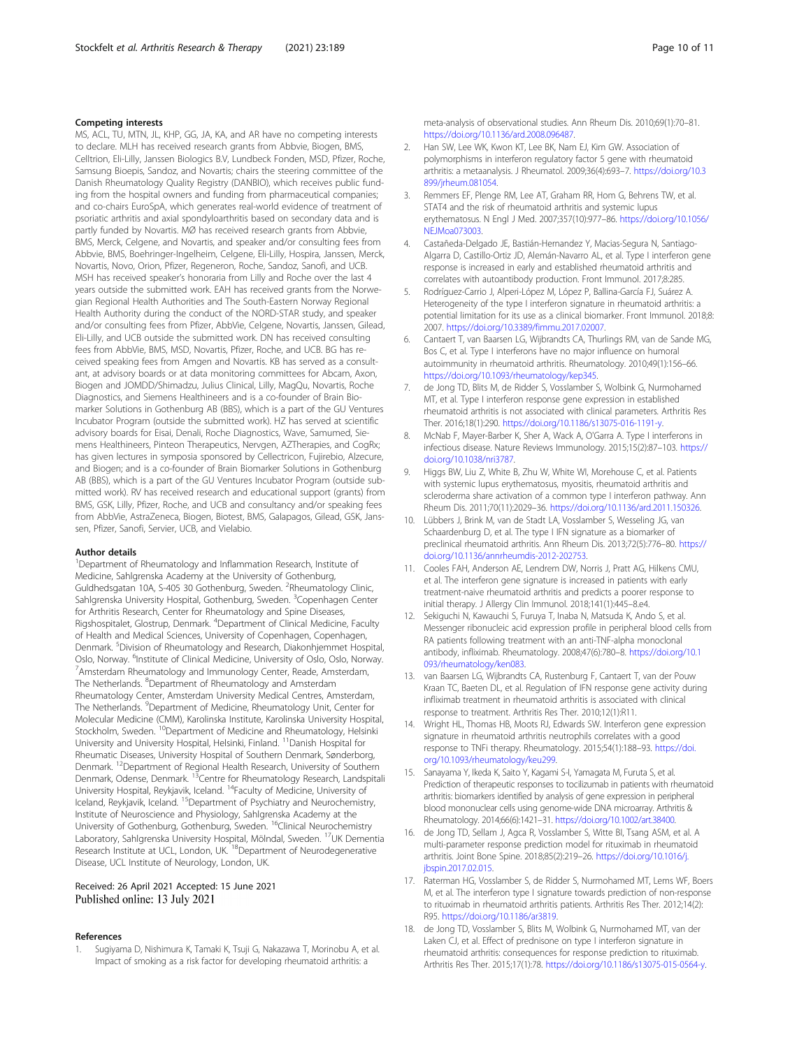### Competing interests

MS, ACL, TU, MTN, JL, KHP, GG, JA, KA, and AR have no competing interests to declare. MLH has received research grants from Abbvie, Biogen, BMS, Celltrion, Eli-Lilly, Janssen Biologics B.V, Lundbeck Fonden, MSD, Pfizer, Roche, Samsung Bioepis, Sandoz, and Novartis; chairs the steering committee of the Danish Rheumatology Quality Registry (DANBIO), which receives public funding from the hospital owners and funding from pharmaceutical companies; and co-chairs EuroSpA, which generates real-world evidence of treatment of psoriatic arthritis and axial spondyloarthritis based on secondary data and is partly funded by Novartis. MØ has received research grants from Abbvie, BMS, Merck, Celgene, and Novartis, and speaker and/or consulting fees from Abbvie, BMS, Boehringer-Ingelheim, Celgene, Eli-Lilly, Hospira, Janssen, Merck, Novartis, Novo, Orion, Pfizer, Regeneron, Roche, Sandoz, Sanofi, and UCB. MSH has received speaker's honoraria from Lilly and Roche over the last 4 years outside the submitted work. EAH has received grants from the Norwegian Regional Health Authorities and The South-Eastern Norway Regional Health Authority during the conduct of the NORD-STAR study, and speaker and/or consulting fees from Pfizer, AbbVie, Celgene, Novartis, Janssen, Gilead, Eli-Lilly, and UCB outside the submitted work. DN has received consulting fees from AbbVie, BMS, MSD, Novartis, Pfizer, Roche, and UCB. BG has received speaking fees from Amgen and Novartis. KB has served as a consultant, at advisory boards or at data monitoring committees for Abcam, Axon, Biogen and JOMDD/Shimadzu, Julius Clinical, Lilly, MagQu, Novartis, Roche Diagnostics, and Siemens Healthineers and is a co-founder of Brain Biomarker Solutions in Gothenburg AB (BBS), which is a part of the GU Ventures Incubator Program (outside the submitted work). HZ has served at scientific advisory boards for Eisai, Denali, Roche Diagnostics, Wave, Samumed, Siemens Healthineers, Pinteon Therapeutics, Nervgen, AZTherapies, and CogRx; has given lectures in symposia sponsored by Cellectricon, Fujirebio, Alzecure, and Biogen; and is a co-founder of Brain Biomarker Solutions in Gothenburg AB (BBS), which is a part of the GU Ventures Incubator Program (outside submitted work). RV has received research and educational support (grants) from BMS, GSK, Lilly, Pfizer, Roche, and UCB and consultancy and/or speaking fees from AbbVie, AstraZeneca, Biogen, Biotest, BMS, Galapagos, Gilead, GSK, Janssen, Pfizer, Sanofi, Servier, UCB, and Vielabio.

### Author details

[1]Department of Rheumatology and Inflammation Research, Institute of Medicine, Sahlgrenska Academy at the University of Gothenburg, Guldhedsgatan 10A, S-405 30 Gothenburg, Sweden. [2]Rheumatology Clinic, Sahlgrenska University Hospital, Gothenburg, Sweden. [3]Copenhagen Center for Arthritis Research, Center for Rheumatology and Spine Diseases, Rigshospitalet, Glostrup, Denmark. [4]Department of Clinical Medicine, Faculty of Health and Medical Sciences, University of Copenhagen, Copenhagen, Denmark. [5]Division of Rheumatology and Research, Diakonhjemmet Hospital, Oslo, Norway. [6]Institute of Clinical Medicine, University of Oslo, Oslo, Norway. [7]Amsterdam Rheumatology and Immunology Center, Reade, Amsterdam, The Netherlands. [8]Department of Rheumatology and Amsterdam Rheumatology Center, Amsterdam University Medical Centres, Amsterdam, The Netherlands. [9]Department of Medicine, Rheumatology Unit, Center for Molecular Medicine (CMM), Karolinska Institute, Karolinska University Hospital, Stockholm, Sweden. [10]Department of Medicine and Rheumatology, Helsinki University and University Hospital, Helsinki, Finland. [11]Danish Hospital for Rheumatic Diseases, University Hospital of Southern Denmark, Sønderborg, Denmark. [12]Department of Regional Health Research, University of Southern Denmark, Odense, Denmark. [13]Centre for Rheumatology Research, Landspitali University Hospital, Reykjavik, Iceland. [14]Faculty of Medicine, University of Iceland, Reykjavik, Iceland. [15]Department of Psychiatry and Neurochemistry, Institute of Neuroscience and Physiology, Sahlgrenska Academy at the University of Gothenburg, Gothenburg, Sweden. [16]Clinical Neurochemistry Laboratory, Sahlgrenska University Hospital, Mölndal, Sweden. [17]UK Dementia Research Institute at UCL, London, UK. [18]Department of Neurodegenerative Disease, UCL Institute of Neurology, London, UK.

Received: 26 April 2021 Accepted: 15 June 2021
Published online: 13 July 2021

### References

1. Sugiyama D, Nishimura K, Tamaki K, Tsuji G, Nakazawa T, Morinobu A, et al. Impact of smoking as a risk factor for developing rheumatoid arthritis: a meta-analysis of observational studies. Ann Rheum Dis. 2010;69(1):70–81. https://doi.org/10.1136/ard.2008.096487.
2. Han SW, Lee WK, Kwon KT, Lee BK, Nam EJ, Kim GW. Association of polymorphisms in interferon regulatory factor 5 gene with rheumatoid arthritis: a metaanalysis. J Rheumatol. 2009;36(4):693–7. https://doi.org/10.3899/jrheum.081054.
3. Remmers EF, Plenge RM, Lee AT, Graham RR, Hom G, Behrens TW, et al. STAT4 and the risk of rheumatoid arthritis and systemic lupus erythematosus. N Engl J Med. 2007;357(10):977–86. https://doi.org/10.1056/NEJMoa073003.
4. Castañeda-Delgado JE, Bastián-Hernandez Y, Macias-Segura N, Santiago-Algarra D, Castillo-Ortiz JD, Alemán-Navarro AL, et al. Type I interferon gene response is increased in early and established rheumatoid arthritis and correlates with autoantibody production. Front Immunol. 2017;8:285.
5. Rodríguez-Carrio J, Alperi-López M, López P, Ballina-García FJ, Suárez A. Heterogeneity of the type I interferon signature in rheumatoid arthritis: a potential limitation for its use as a clinical biomarker. Front Immunol. 2018;8:2007. https://doi.org/10.3389/fimmu.2017.02007.
6. Cantaert T, van Baarsen LG, Wijbrandts CA, Thurlings RM, van de Sande MG, Bos C, et al. Type I interferons have no major influence on humoral autoimmunity in rheumatoid arthritis. Rheumatology. 2010;49(1):156–66. https://doi.org/10.1093/rheumatology/kep345.
7. de Jong TD, Blits M, de Ridder S, Vosslamber S, Wolbink G, Nurmohamed MT, et al. Type I interferon response gene expression in established rheumatoid arthritis is not associated with clinical parameters. Arthritis Res Ther. 2016;18(1):290. https://doi.org/10.1186/s13075-016-1191-y.
8. McNab F, Mayer-Barber K, Sher A, Wack A, O'Garra A. Type I interferons in infectious disease. Nature Reviews Immunology. 2015;15(2):87–103. https://doi.org/10.1038/nri3787.
9. Higgs BW, Liu Z, White B, Zhu W, White WI, Morehouse C, et al. Patients with systemic lupus erythematosus, myositis, rheumatoid arthritis and scleroderma share activation of a common type I interferon pathway. Ann Rheum Dis. 2011;70(11):2029–36. https://doi.org/10.1136/ard.2011.150326.
10. Lübbers J, Brink M, van de Stadt LA, Vosslamber S, Wesseling JG, van Schaardenburg D, et al. The type I IFN signature as a biomarker of preclinical rheumatoid arthritis. Ann Rheum Dis. 2013;72(5):776–80. https://doi.org/10.1136/annrheumdis-2012-202753.
11. Cooles FAH, Anderson AE, Lendrem DW, Norris J, Pratt AG, Hilkens CMU, et al. The interferon gene signature is increased in patients with early treatment-naive rheumatoid arthritis and predicts a poorer response to initial therapy. J Allergy Clin Immunol. 2018;141(1):445–8.e4.
12. Sekiguchi N, Kawauchi S, Furuya T, Inaba N, Matsuda K, Ando S, et al. Messenger ribonucleic acid expression profile in peripheral blood cells from RA patients following treatment with an anti-TNF-alpha monoclonal antibody, infliximab. Rheumatology. 2008;47(6):780–8. https://doi.org/10.1093/rheumatology/ken083.
13. van Baarsen LG, Wijbrandts CA, Rustenburg F, Cantaert T, van der Pouw Kraan TC, Baeten DL, et al. Regulation of IFN response gene activity during infliximab treatment in rheumatoid arthritis is associated with clinical response to treatment. Arthritis Res Ther. 2010;12(1):R11.
14. Wright HL, Thomas HB, Moots RJ, Edwards SW. Interferon gene expression signature in rheumatoid arthritis neutrophils correlates with a good response to TNFi therapy. Rheumatology. 2015;54(1):188–93. https://doi.org/10.1093/rheumatology/keu299.
15. Sanayama Y, Ikeda K, Saito Y, Kagami S-I, Yamagata M, Furuta S, et al. Prediction of therapeutic responses to tocilizumab in patients with rheumatoid arthritis: biomarkers identified by analysis of gene expression in peripheral blood mononuclear cells using genome-wide DNA microarray. Arthritis & Rheumatology. 2014;66(6):1421–31. https://doi.org/10.1002/art.38400.
16. de Jong TD, Sellam J, Agca R, Vosslamber S, Witte BI, Tsang ASM, et al. A multi-parameter response prediction model for rituximab in rheumatoid arthritis. Joint Bone Spine. 2018;85(2):219–26. https://doi.org/10.1016/j.jbspin.2017.02.015.
17. Raterman HG, Vosslamber S, de Ridder S, Nurmohamed MT, Lems WF, Boers M, et al. The interferon type I signature towards prediction of non-response to rituximab in rheumatoid arthritis patients. Arthritis Res Ther. 2012;14(2):R95. https://doi.org/10.1186/ar3819.
18. de Jong TD, Vosslamber S, Blits M, Wolbink G, Nurmohamed MT, van der Laken CJ, et al. Effect of prednisone on type I interferon signature in rheumatoid arthritis: consequences for response prediction to rituximab. Arthritis Res Ther. 2015;17(1):78. https://doi.org/10.1186/s13075-015-0564-y.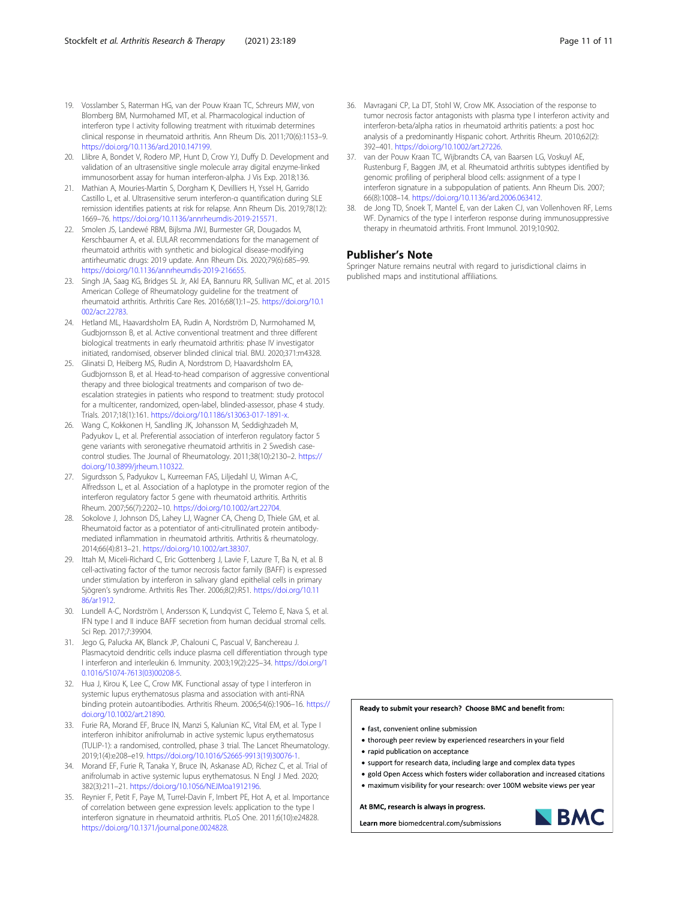19. Vosslamber S, Raterman HG, van der Pouw Kraan TC, Schreurs MW, von Blomberg BM, Nurmohamed MT, et al. Pharmacological induction of interferon type I activity following treatment with rituximab determines clinical response in rheumatoid arthritis. Ann Rheum Dis. 2011;70(6):1153–9. https://doi.org/10.1136/ard.2010.147199.
20. Llibre A, Bondet V, Rodero MP, Hunt D, Crow YJ, Duffy D. Development and validation of an ultrasensitive single molecule array digital enzyme-linked immunosorbent assay for human interferon-alpha. J Vis Exp. 2018;136.
21. Mathian A, Mouries-Martin S, Dorgham K, Devilliers H, Yssel H, Garrido Castillo L, et al. Ultrasensitive serum interferon-α quantification during SLE remission identifies patients at risk for relapse. Ann Rheum Dis. 2019;78(12):1669–76. https://doi.org/10.1136/annrheumdis-2019-215571.
22. Smolen JS, Landewé RBM, Bijlsma JWJ, Burmester GR, Dougados M, Kerschbaumer A, et al. EULAR recommendations for the management of rheumatoid arthritis with synthetic and biological disease-modifying antirheumatic drugs: 2019 update. Ann Rheum Dis. 2020;79(6):685–99. https://doi.org/10.1136/annrheumdis-2019-216655.
23. Singh JA, Saag KG, Bridges SL Jr, Akl EA, Bannuru RR, Sullivan MC, et al. 2015 American College of Rheumatology guideline for the treatment of rheumatoid arthritis. Arthritis Care Res. 2016;68(1):1–25. https://doi.org/10.1002/acr.22783.
24. Hetland ML, Haavardsholm EA, Rudin A, Nordström D, Nurmohamed M, Gudbjornsson B, et al. Active conventional treatment and three different biological treatments in early rheumatoid arthritis: phase IV investigator initiated, randomised, observer blinded clinical trial. BMJ. 2020;371:m4328.
25. Glinatsi D, Heiberg MS, Rudin A, Nordstrom D, Haavardsholm EA, Gudbjornsson B, et al. Head-to-head comparison of aggressive conventional therapy and three biological treatments and comparison of two de-escalation strategies in patients who respond to treatment: study protocol for a multicenter, randomized, open-label, blinded-assessor, phase 4 study. Trials. 2017;18(1):161. https://doi.org/10.1186/s13063-017-1891-x.
26. Wang C, Kokkonen H, Sandling JK, Johansson M, Seddighzadeh M, Padyukov L, et al. Preferential association of interferon regulatory factor 5 gene variants with seronegative rheumatoid arthritis in 2 Swedish case-control studies. The Journal of Rheumatology. 2011;38(10):2130–2. https://doi.org/10.3899/jrheum.110322.
27. Sigurdsson S, Padyukov L, Kurreeman FAS, Liljedahl U, Wiman A-C, Alfredsson L, et al. Association of a haplotype in the promoter region of the interferon regulatory factor 5 gene with rheumatoid arthritis. Arthritis Rheum. 2007;56(7):2202–10. https://doi.org/10.1002/art.22704.
28. Sokolove J, Johnson DS, Lahey LJ, Wagner CA, Cheng D, Thiele GM, et al. Rheumatoid factor as a potentiator of anti-citrullinated protein antibody-mediated inflammation in rheumatoid arthritis. Arthritis & rheumatology. 2014;66(4):813–21. https://doi.org/10.1002/art.38307.
29. Ittah M, Miceli-Richard C, Eric Gottenberg J, Lavie F, Lazure T, Ba N, et al. B cell-activating factor of the tumor necrosis factor family (BAFF) is expressed under stimulation by interferon in salivary gland epithelial cells in primary Sjögren's syndrome. Arthritis Res Ther. 2006;8(2):R51. https://doi.org/10.1186/ar1912.
30. Lundell A-C, Nordström I, Andersson K, Lundqvist C, Telemo E, Nava S, et al. IFN type I and II induce BAFF secretion from human decidual stromal cells. Sci Rep. 2017;7:39904.
31. Jego G, Palucka AK, Blanck JP, Chalouni C, Pascual V, Banchereau J. Plasmacytoid dendritic cells induce plasma cell differentiation through type I interferon and interleukin 6. Immunity. 2003;19(2):225–34. https://doi.org/10.1016/S1074-7613(03)00208-5.
32. Hua J, Kirou K, Lee C, Crow MK. Functional assay of type I interferon in systemic lupus erythematosus plasma and association with anti-RNA binding protein autoantibodies. Arthritis Rheum. 2006;54(6):1906–16. https://doi.org/10.1002/art.21890.
33. Furie RA, Morand EF, Bruce IN, Manzi S, Kalunian KC, Vital EM, et al. Type I interferon inhibitor anifrolumab in active systemic lupus erythematosus (TULIP-1): a randomised, controlled, phase 3 trial. The Lancet Rheumatology. 2019;1(4):e208–e19. https://doi.org/10.1016/S2665-9913(19)30076-1.
34. Morand EF, Furie R, Tanaka Y, Bruce IN, Askanase AD, Richez C, et al. Trial of anifrolumab in active systemic lupus erythematosus. N Engl J Med. 2020;382(3):211–21. https://doi.org/10.1056/NEJMoa1912196.
35. Reynier F, Petit F, Paye M, Turrel-Davin F, Imbert PE, Hot A, et al. Importance of correlation between gene expression levels: application to the type I interferon signature in rheumatoid arthritis. PLoS One. 2011;6(10):e24828. https://doi.org/10.1371/journal.pone.0024828.
36. Mavragani CP, La DT, Stohl W, Crow MK. Association of the response to tumor necrosis factor antagonists with plasma type I interferon activity and interferon-beta/alpha ratios in rheumatoid arthritis patients: a post hoc analysis of a predominantly Hispanic cohort. Arthritis Rheum. 2010;62(2):392–401. https://doi.org/10.1002/art.27226.
37. van der Pouw Kraan TC, Wijbrandts CA, van Baarsen LG, Voskuyl AE, Rustenburg F, Baggen JM, et al. Rheumatoid arthritis subtypes identified by genomic profiling of peripheral blood cells: assignment of a type I interferon signature in a subpopulation of patients. Ann Rheum Dis. 2007;66(8):1008–14. https://doi.org/10.1136/ard.2006.063412.
38. de Jong TD, Snoek T, Mantel E, van der Laken CJ, van Vollenhoven RF, Lems WF. Dynamics of the type I interferon response during immunosuppressive therapy in rheumatoid arthritis. Front Immunol. 2019;10:902.

## Publisher's Note

Springer Nature remains neutral with regard to jurisdictional claims in published maps and institutional affiliations.

**Ready to submit your research? Choose BMC and benefit from:**

- fast, convenient online submission
- thorough peer review by experienced researchers in your field
- rapid publication on acceptance
- support for research data, including large and complex data types
- gold Open Access which fosters wider collaboration and increased citations
- maximum visibility for your research: over 100M website views per year

**At BMC, research is always in progress.**

**Learn more** biomedcentral.com/submissions

BMC